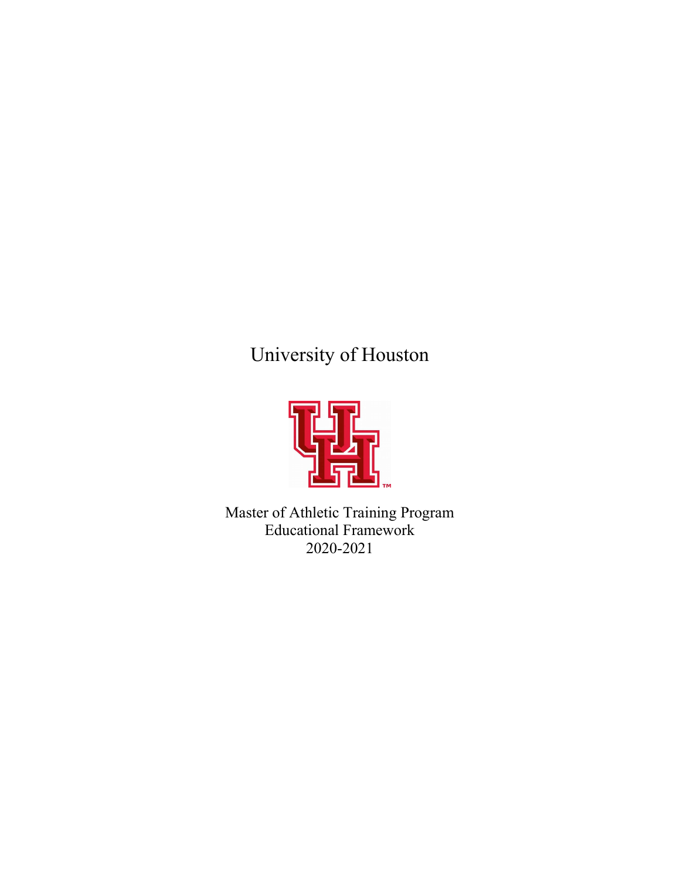# University of Houston

Master of Athletic Training Program
Educational Framework
2020-2021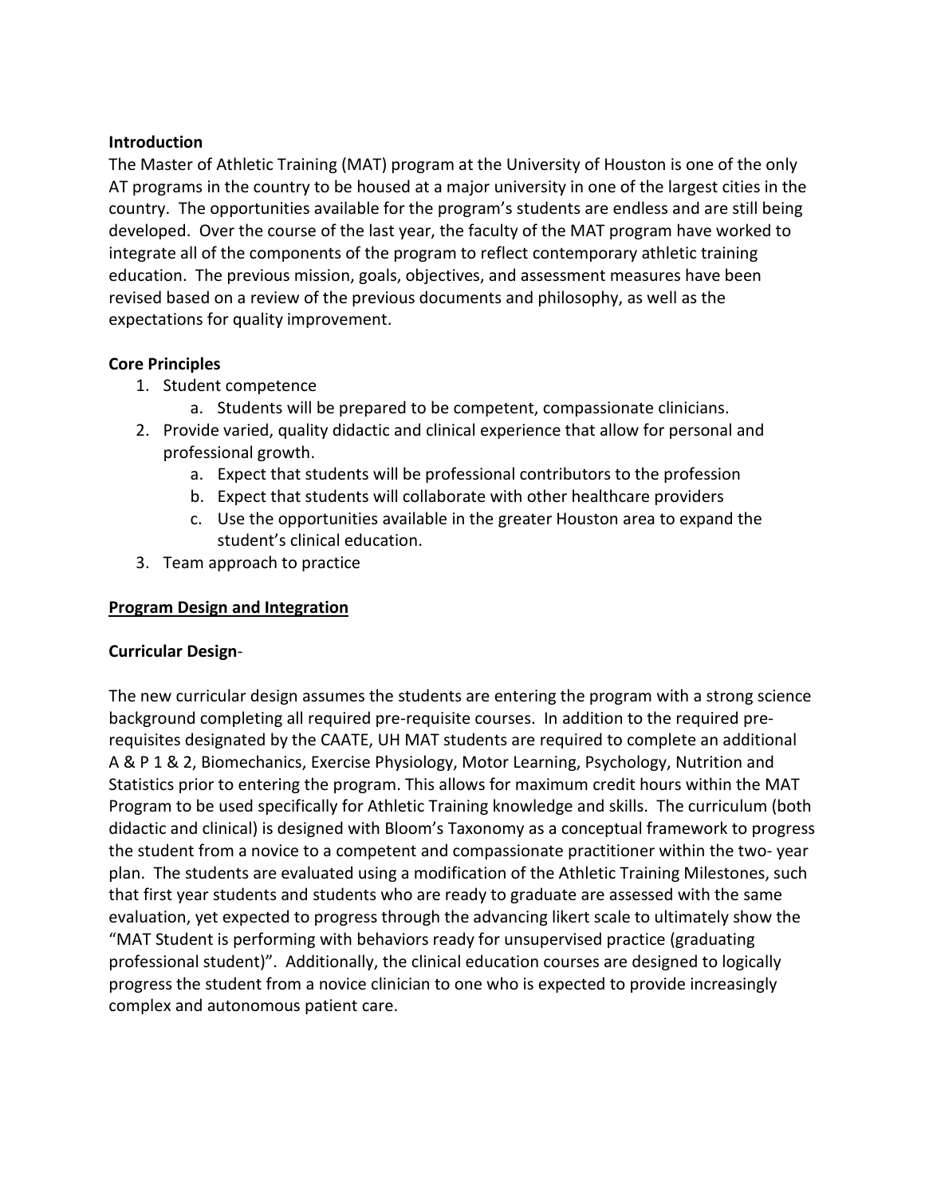**Introduction**

The Master of Athletic Training (MAT) program at the University of Houston is one of the only AT programs in the country to be housed at a major university in one of the largest cities in the country. The opportunities available for the program's students are endless and are still being developed. Over the course of the last year, the faculty of the MAT program have worked to integrate all of the components of the program to reflect contemporary athletic training education. The previous mission, goals, objectives, and assessment measures have been revised based on a review of the previous documents and philosophy, as well as the expectations for quality improvement.

**Core Principles**

1. Student competence
   a. Students will be prepared to be competent, compassionate clinicians.
2. Provide varied, quality didactic and clinical experience that allow for personal and professional growth.
   a. Expect that students will be professional contributors to the profession
   b. Expect that students will collaborate with other healthcare providers
   c. Use the opportunities available in the greater Houston area to expand the student's clinical education.
3. Team approach to practice

**<u>Program Design and Integration</u>**

**Curricular Design**-

The new curricular design assumes the students are entering the program with a strong science background completing all required pre-requisite courses. In addition to the required pre-requisites designated by the CAATE, UH MAT students are required to complete an additional A & P 1 & 2, Biomechanics, Exercise Physiology, Motor Learning, Psychology, Nutrition and Statistics prior to entering the program. This allows for maximum credit hours within the MAT Program to be used specifically for Athletic Training knowledge and skills. The curriculum (both didactic and clinical) is designed with Bloom's Taxonomy as a conceptual framework to progress the student from a novice to a competent and compassionate practitioner within the two- year plan. The students are evaluated using a modification of the Athletic Training Milestones, such that first year students and students who are ready to graduate are assessed with the same evaluation, yet expected to progress through the advancing likert scale to ultimately show the "MAT Student is performing with behaviors ready for unsupervised practice (graduating professional student)". Additionally, the clinical education courses are designed to logically progress the student from a novice clinician to one who is expected to provide increasingly complex and autonomous patient care.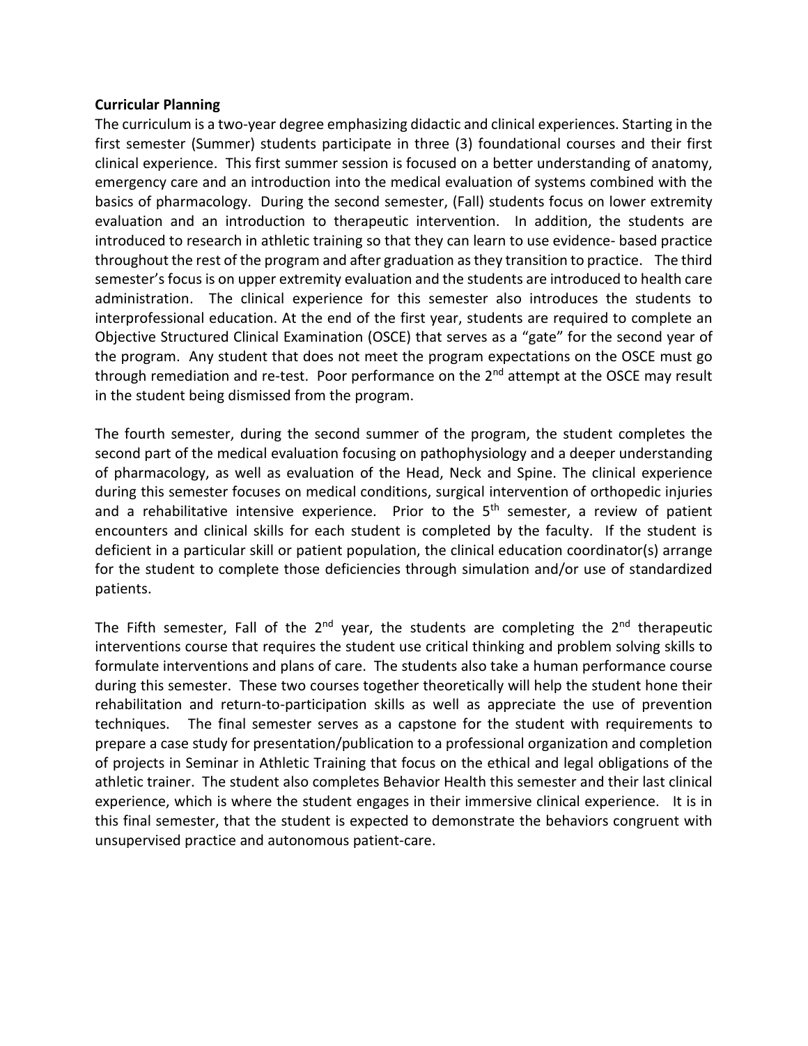**Curricular Planning**

The curriculum is a two-year degree emphasizing didactic and clinical experiences. Starting in the first semester (Summer) students participate in three (3) foundational courses and their first clinical experience. This first summer session is focused on a better understanding of anatomy, emergency care and an introduction into the medical evaluation of systems combined with the basics of pharmacology. During the second semester, (Fall) students focus on lower extremity evaluation and an introduction to therapeutic intervention. In addition, the students are introduced to research in athletic training so that they can learn to use evidence- based practice throughout the rest of the program and after graduation as they transition to practice. The third semester's focus is on upper extremity evaluation and the students are introduced to health care administration. The clinical experience for this semester also introduces the students to interprofessional education. At the end of the first year, students are required to complete an Objective Structured Clinical Examination (OSCE) that serves as a "gate" for the second year of the program. Any student that does not meet the program expectations on the OSCE must go through remediation and re-test. Poor performance on the 2nd attempt at the OSCE may result in the student being dismissed from the program.

The fourth semester, during the second summer of the program, the student completes the second part of the medical evaluation focusing on pathophysiology and a deeper understanding of pharmacology, as well as evaluation of the Head, Neck and Spine. The clinical experience during this semester focuses on medical conditions, surgical intervention of orthopedic injuries and a rehabilitative intensive experience. Prior to the 5th semester, a review of patient encounters and clinical skills for each student is completed by the faculty. If the student is deficient in a particular skill or patient population, the clinical education coordinator(s) arrange for the student to complete those deficiencies through simulation and/or use of standardized patients.

The Fifth semester, Fall of the 2nd year, the students are completing the 2nd therapeutic interventions course that requires the student use critical thinking and problem solving skills to formulate interventions and plans of care. The students also take a human performance course during this semester. These two courses together theoretically will help the student hone their rehabilitation and return-to-participation skills as well as appreciate the use of prevention techniques. The final semester serves as a capstone for the student with requirements to prepare a case study for presentation/publication to a professional organization and completion of projects in Seminar in Athletic Training that focus on the ethical and legal obligations of the athletic trainer. The student also completes Behavior Health this semester and their last clinical experience, which is where the student engages in their immersive clinical experience. It is in this final semester, that the student is expected to demonstrate the behaviors congruent with unsupervised practice and autonomous patient-care.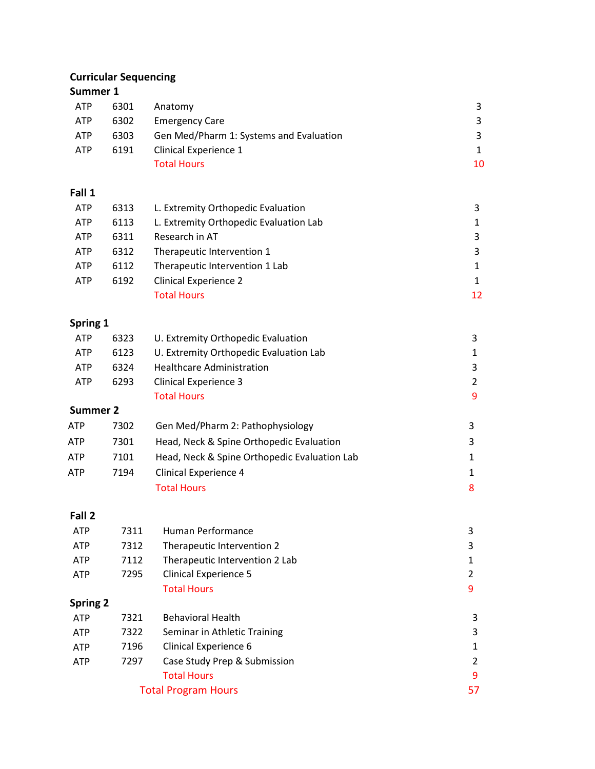## Curricular Sequencing

### Summer 1

| | | | |
|---|---|---|---|
| ATP | 6301 | Anatomy | 3 |
| ATP | 6302 | Emergency Care | 3 |
| ATP | 6303 | Gen Med/Pharm 1: Systems and Evaluation | 3 |
| ATP | 6191 | Clinical Experience 1 | 1 |
| | | Total Hours | 10 |

### Fall 1

| | | | |
|---|---|---|---|
| ATP | 6313 | L. Extremity Orthopedic Evaluation | 3 |
| ATP | 6113 | L. Extremity Orthopedic Evaluation Lab | 1 |
| ATP | 6311 | Research in AT | 3 |
| ATP | 6312 | Therapeutic Intervention 1 | 3 |
| ATP | 6112 | Therapeutic Intervention 1 Lab | 1 |
| ATP | 6192 | Clinical Experience 2 | 1 |
| | | Total Hours | 12 |

### Spring 1

| | | | |
|---|---|---|---|
| ATP | 6323 | U. Extremity Orthopedic Evaluation | 3 |
| ATP | 6123 | U. Extremity Orthopedic Evaluation Lab | 1 |
| ATP | 6324 | Healthcare Administration | 3 |
| ATP | 6293 | Clinical Experience 3 | 2 |
| | | Total Hours | 9 |

### Summer 2

| | | | |
|---|---|---|---|
| ATP | 7302 | Gen Med/Pharm 2: Pathophysiology | 3 |
| ATP | 7301 | Head, Neck & Spine Orthopedic Evaluation | 3 |
| ATP | 7101 | Head, Neck & Spine Orthopedic Evaluation Lab | 1 |
| ATP | 7194 | Clinical Experience 4 | 1 |
| | | Total Hours | 8 |

### Fall 2

| | | | |
|---|---|---|---|
| ATP | 7311 | Human Performance | 3 |
| ATP | 7312 | Therapeutic Intervention 2 | 3 |
| ATP | 7112 | Therapeutic Intervention 2 Lab | 1 |
| ATP | 7295 | Clinical Experience 5 | 2 |
| | | Total Hours | 9 |

### Spring 2

| | | | |
|---|---|---|---|
| ATP | 7321 | Behavioral Health | 3 |
| ATP | 7322 | Seminar in Athletic Training | 3 |
| ATP | 7196 | Clinical Experience 6 | 1 |
| ATP | 7297 | Case Study Prep & Submission | 2 |
| | | Total Hours | 9 |

Total Program Hours: 57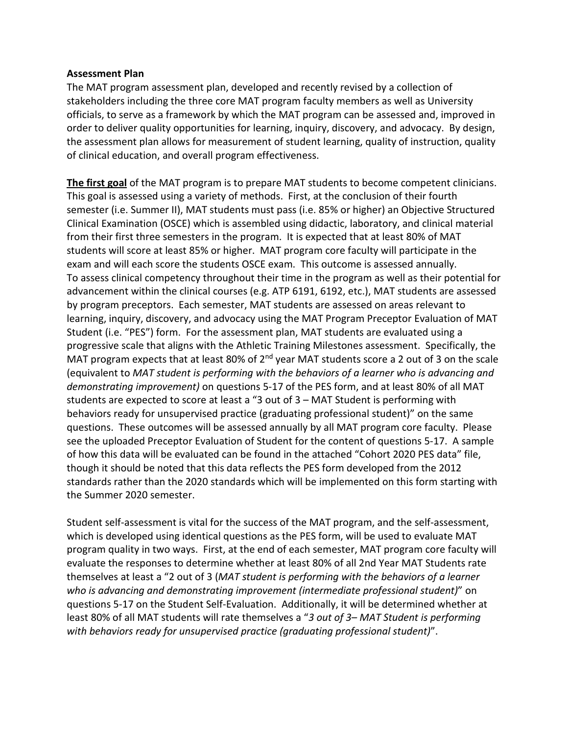**Assessment Plan**

The MAT program assessment plan, developed and recently revised by a collection of stakeholders including the three core MAT program faculty members as well as University officials, to serve as a framework by which the MAT program can be assessed and, improved in order to deliver quality opportunities for learning, inquiry, discovery, and advocacy. By design, the assessment plan allows for measurement of student learning, quality of instruction, quality of clinical education, and overall program effectiveness.

**<u>The first goal</u>** of the MAT program is to prepare MAT students to become competent clinicians. This goal is assessed using a variety of methods. First, at the conclusion of their fourth semester (i.e. Summer II), MAT students must pass (i.e. 85% or higher) an Objective Structured Clinical Examination (OSCE) which is assembled using didactic, laboratory, and clinical material from their first three semesters in the program. It is expected that at least 80% of MAT students will score at least 85% or higher. MAT program core faculty will participate in the exam and will each score the students OSCE exam. This outcome is assessed annually.
To assess clinical competency throughout their time in the program as well as their potential for advancement within the clinical courses (e.g. ATP 6191, 6192, etc.), MAT students are assessed by program preceptors. Each semester, MAT students are assessed on areas relevant to learning, inquiry, discovery, and advocacy using the MAT Program Preceptor Evaluation of MAT Student (i.e. "PES") form. For the assessment plan, MAT students are evaluated using a progressive scale that aligns with the Athletic Training Milestones assessment. Specifically, the MAT program expects that at least 80% of 2nd year MAT students score a 2 out of 3 on the scale (equivalent to *MAT student is performing with the behaviors of a learner who is advancing and demonstrating improvement)* on questions 5-17 of the PES form, and at least 80% of all MAT students are expected to score at least a "3 out of 3 – MAT Student is performing with behaviors ready for unsupervised practice (graduating professional student)" on the same questions. These outcomes will be assessed annually by all MAT program core faculty. Please see the uploaded Preceptor Evaluation of Student for the content of questions 5-17. A sample of how this data will be evaluated can be found in the attached "Cohort 2020 PES data" file, though it should be noted that this data reflects the PES form developed from the 2012 standards rather than the 2020 standards which will be implemented on this form starting with the Summer 2020 semester.

Student self-assessment is vital for the success of the MAT program, and the self-assessment, which is developed using identical questions as the PES form, will be used to evaluate MAT program quality in two ways. First, at the end of each semester, MAT program core faculty will evaluate the responses to determine whether at least 80% of all 2nd Year MAT Students rate themselves at least a "2 out of 3 (*MAT student is performing with the behaviors of a learner who is advancing and demonstrating improvement (intermediate professional student)*" on questions 5-17 on the Student Self-Evaluation. Additionally, it will be determined whether at least 80% of all MAT students will rate themselves a "*3 out of 3– MAT Student is performing with behaviors ready for unsupervised practice (graduating professional student)*".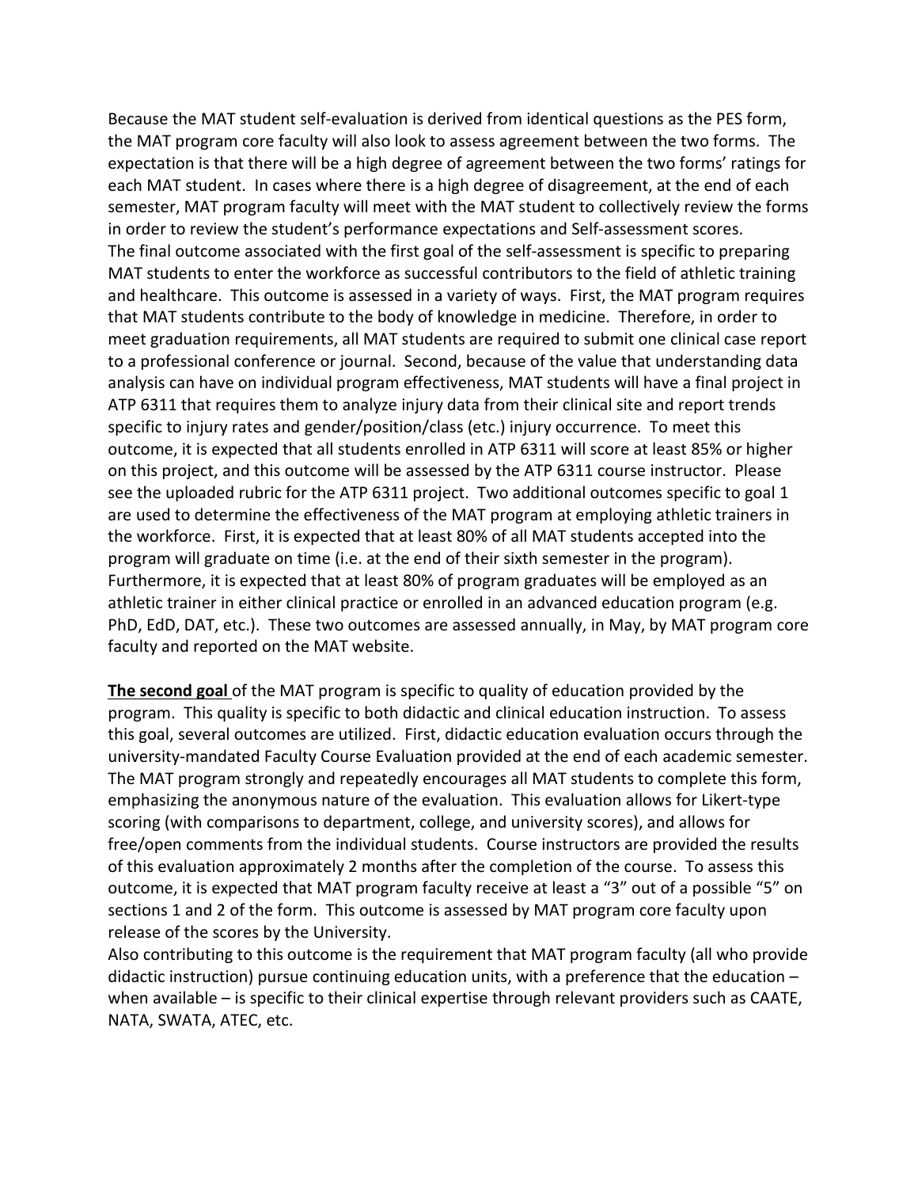Because the MAT student self-evaluation is derived from identical questions as the PES form, the MAT program core faculty will also look to assess agreement between the two forms. The expectation is that there will be a high degree of agreement between the two forms' ratings for each MAT student. In cases where there is a high degree of disagreement, at the end of each semester, MAT program faculty will meet with the MAT student to collectively review the forms in order to review the student's performance expectations and Self-assessment scores.
The final outcome associated with the first goal of the self-assessment is specific to preparing MAT students to enter the workforce as successful contributors to the field of athletic training and healthcare. This outcome is assessed in a variety of ways. First, the MAT program requires that MAT students contribute to the body of knowledge in medicine. Therefore, in order to meet graduation requirements, all MAT students are required to submit one clinical case report to a professional conference or journal. Second, because of the value that understanding data analysis can have on individual program effectiveness, MAT students will have a final project in ATP 6311 that requires them to analyze injury data from their clinical site and report trends specific to injury rates and gender/position/class (etc.) injury occurrence. To meet this outcome, it is expected that all students enrolled in ATP 6311 will score at least 85% or higher on this project, and this outcome will be assessed by the ATP 6311 course instructor. Please see the uploaded rubric for the ATP 6311 project. Two additional outcomes specific to goal 1 are used to determine the effectiveness of the MAT program at employing athletic trainers in the workforce. First, it is expected that at least 80% of all MAT students accepted into the program will graduate on time (i.e. at the end of their sixth semester in the program). Furthermore, it is expected that at least 80% of program graduates will be employed as an athletic trainer in either clinical practice or enrolled in an advanced education program (e.g. PhD, EdD, DAT, etc.). These two outcomes are assessed annually, in May, by MAT program core faculty and reported on the MAT website.

**The second goal** of the MAT program is specific to quality of education provided by the program. This quality is specific to both didactic and clinical education instruction. To assess this goal, several outcomes are utilized. First, didactic education evaluation occurs through the university-mandated Faculty Course Evaluation provided at the end of each academic semester. The MAT program strongly and repeatedly encourages all MAT students to complete this form, emphasizing the anonymous nature of the evaluation. This evaluation allows for Likert-type scoring (with comparisons to department, college, and university scores), and allows for free/open comments from the individual students. Course instructors are provided the results of this evaluation approximately 2 months after the completion of the course. To assess this outcome, it is expected that MAT program faculty receive at least a "3" out of a possible "5" on sections 1 and 2 of the form. This outcome is assessed by MAT program core faculty upon release of the scores by the University.
Also contributing to this outcome is the requirement that MAT program faculty (all who provide didactic instruction) pursue continuing education units, with a preference that the education – when available – is specific to their clinical expertise through relevant providers such as CAATE, NATA, SWATA, ATEC, etc.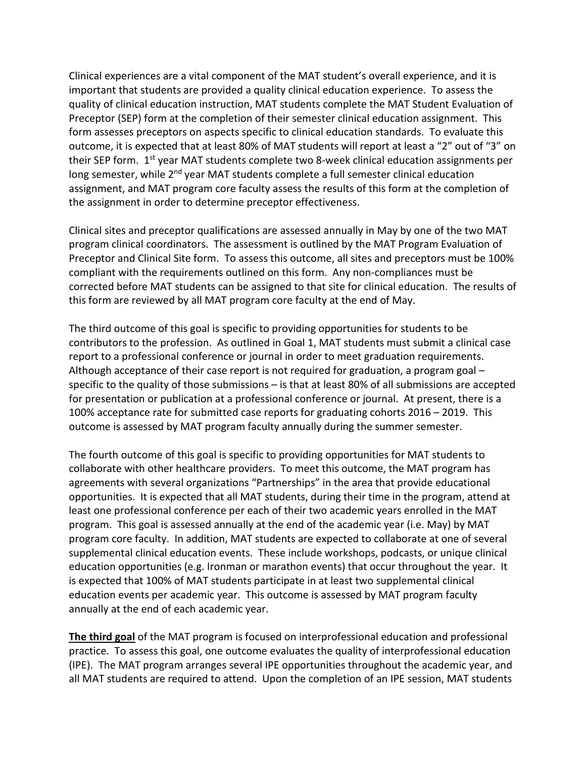Clinical experiences are a vital component of the MAT student's overall experience, and it is important that students are provided a quality clinical education experience. To assess the quality of clinical education instruction, MAT students complete the MAT Student Evaluation of Preceptor (SEP) form at the completion of their semester clinical education assignment. This form assesses preceptors on aspects specific to clinical education standards. To evaluate this outcome, it is expected that at least 80% of MAT students will report at least a "2" out of "3" on their SEP form. 1st year MAT students complete two 8-week clinical education assignments per long semester, while 2nd year MAT students complete a full semester clinical education assignment, and MAT program core faculty assess the results of this form at the completion of the assignment in order to determine preceptor effectiveness.

Clinical sites and preceptor qualifications are assessed annually in May by one of the two MAT program clinical coordinators. The assessment is outlined by the MAT Program Evaluation of Preceptor and Clinical Site form. To assess this outcome, all sites and preceptors must be 100% compliant with the requirements outlined on this form. Any non-compliances must be corrected before MAT students can be assigned to that site for clinical education. The results of this form are reviewed by all MAT program core faculty at the end of May.

The third outcome of this goal is specific to providing opportunities for students to be contributors to the profession. As outlined in Goal 1, MAT students must submit a clinical case report to a professional conference or journal in order to meet graduation requirements. Although acceptance of their case report is not required for graduation, a program goal – specific to the quality of those submissions – is that at least 80% of all submissions are accepted for presentation or publication at a professional conference or journal. At present, there is a 100% acceptance rate for submitted case reports for graduating cohorts 2016 – 2019. This outcome is assessed by MAT program faculty annually during the summer semester.

The fourth outcome of this goal is specific to providing opportunities for MAT students to collaborate with other healthcare providers. To meet this outcome, the MAT program has agreements with several organizations "Partnerships" in the area that provide educational opportunities. It is expected that all MAT students, during their time in the program, attend at least one professional conference per each of their two academic years enrolled in the MAT program. This goal is assessed annually at the end of the academic year (i.e. May) by MAT program core faculty. In addition, MAT students are expected to collaborate at one of several supplemental clinical education events. These include workshops, podcasts, or unique clinical education opportunities (e.g. Ironman or marathon events) that occur throughout the year. It is expected that 100% of MAT students participate in at least two supplemental clinical education events per academic year. This outcome is assessed by MAT program faculty annually at the end of each academic year.

**<u>The third goal</u>** of the MAT program is focused on interprofessional education and professional practice. To assess this goal, one outcome evaluates the quality of interprofessional education (IPE). The MAT program arranges several IPE opportunities throughout the academic year, and all MAT students are required to attend. Upon the completion of an IPE session, MAT students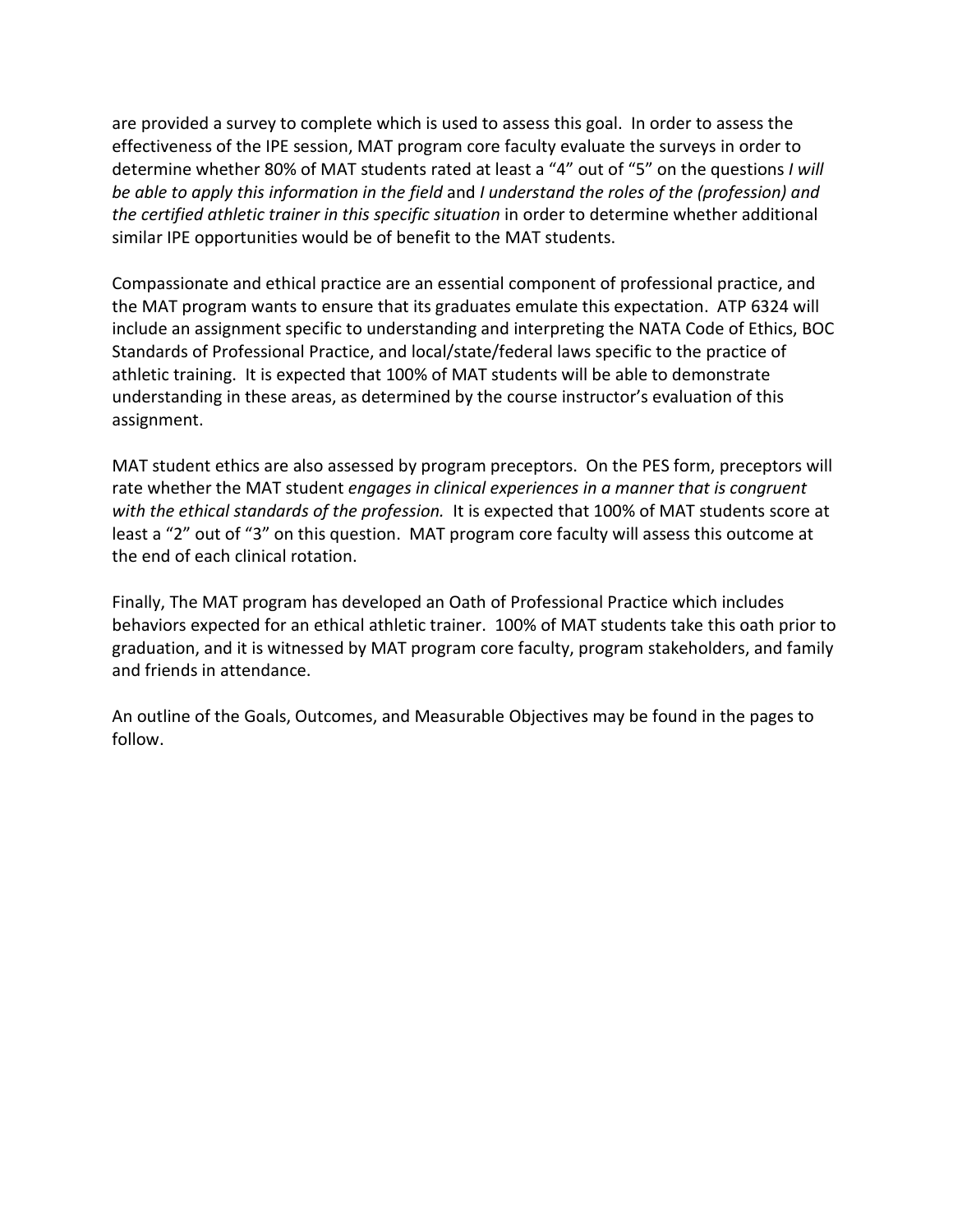are provided a survey to complete which is used to assess this goal. In order to assess the effectiveness of the IPE session, MAT program core faculty evaluate the surveys in order to determine whether 80% of MAT students rated at least a “4” out of “5” on the questions *I will be able to apply this information in the field* and *I understand the roles of the (profession) and the certified athletic trainer in this specific situation* in order to determine whether additional similar IPE opportunities would be of benefit to the MAT students.

Compassionate and ethical practice are an essential component of professional practice, and the MAT program wants to ensure that its graduates emulate this expectation. ATP 6324 will include an assignment specific to understanding and interpreting the NATA Code of Ethics, BOC Standards of Professional Practice, and local/state/federal laws specific to the practice of athletic training. It is expected that 100% of MAT students will be able to demonstrate understanding in these areas, as determined by the course instructor’s evaluation of this assignment.

MAT student ethics are also assessed by program preceptors. On the PES form, preceptors will rate whether the MAT student *engages in clinical experiences in a manner that is congruent with the ethical standards of the profession.* It is expected that 100% of MAT students score at least a “2” out of “3” on this question. MAT program core faculty will assess this outcome at the end of each clinical rotation.

Finally, The MAT program has developed an Oath of Professional Practice which includes behaviors expected for an ethical athletic trainer. 100% of MAT students take this oath prior to graduation, and it is witnessed by MAT program core faculty, program stakeholders, and family and friends in attendance.

An outline of the Goals, Outcomes, and Measurable Objectives may be found in the pages to follow.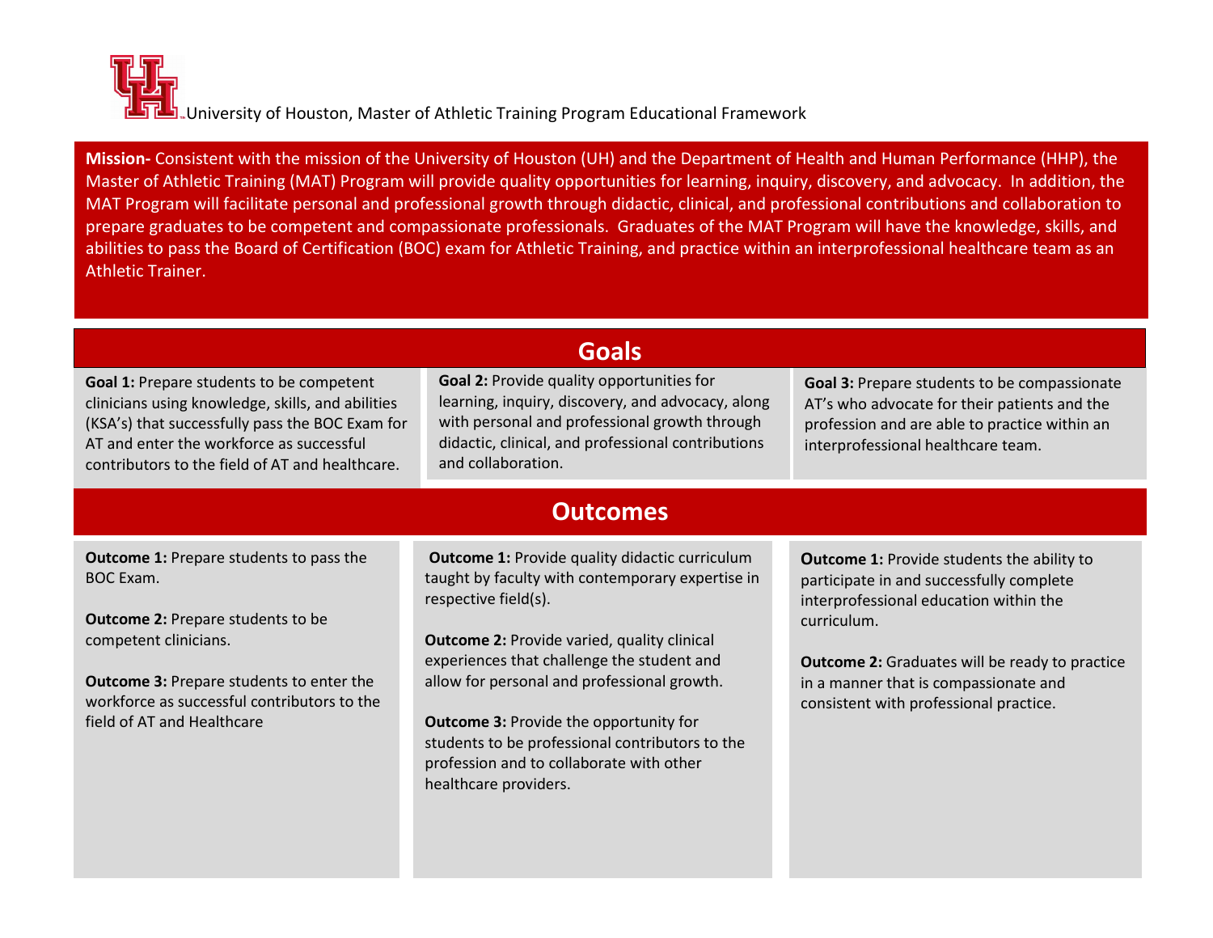# University of Houston, Master of Athletic Training Program Educational Framework

**Mission-** Consistent with the mission of the University of Houston (UH) and the Department of Health and Human Performance (HHP), the Master of Athletic Training (MAT) Program will provide quality opportunities for learning, inquiry, discovery, and advocacy. In addition, the MAT Program will facilitate personal and professional growth through didactic, clinical, and professional contributions and collaboration to prepare graduates to be competent and compassionate professionals. Graduates of the MAT Program will have the knowledge, skills, and abilities to pass the Board of Certification (BOC) exam for Athletic Training, and practice within an interprofessional healthcare team as an Athletic Trainer.

## Goals

**Goal 1:** Prepare students to be competent clinicians using knowledge, skills, and abilities (KSA's) that successfully pass the BOC Exam for AT and enter the workforce as successful contributors to the field of AT and healthcare.

**Goal 2:** Provide quality opportunities for learning, inquiry, discovery, and advocacy, along with personal and professional growth through didactic, clinical, and professional contributions and collaboration.

**Goal 3:** Prepare students to be compassionate AT's who advocate for their patients and the profession and are able to practice within an interprofessional healthcare team.

## Outcomes

**Goal 1 Outcomes**

**Outcome 1:** Prepare students to pass the BOC Exam.

**Outcome 2:** Prepare students to be competent clinicians.

**Outcome 3:** Prepare students to enter the workforce as successful contributors to the field of AT and Healthcare

**Goal 2 Outcomes**

**Outcome 1:** Provide quality didactic curriculum taught by faculty with contemporary expertise in respective field(s).

**Outcome 2:** Provide varied, quality clinical experiences that challenge the student and allow for personal and professional growth.

**Outcome 3:** Provide the opportunity for students to be professional contributors to the profession and to collaborate with other healthcare providers.

**Goal 3 Outcomes**

**Outcome 1:** Provide students the ability to participate in and successfully complete interprofessional education within the curriculum.

**Outcome 2:** Graduates will be ready to practice in a manner that is compassionate and consistent with professional practice.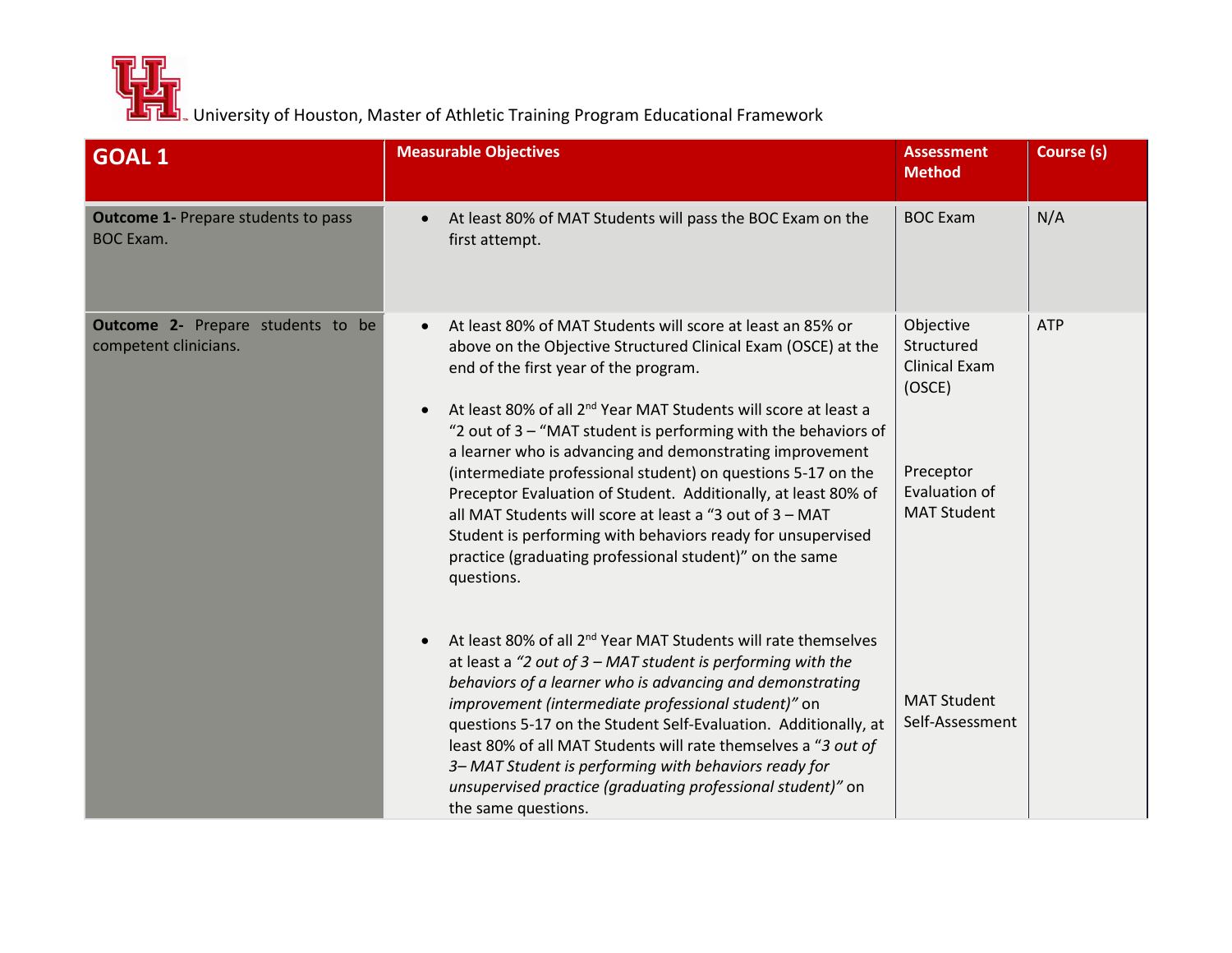University of Houston, Master of Athletic Training Program Educational Framework

| GOAL 1 | Measurable Objectives | Assessment Method | Course (s) |
|---|---|---|---|
| **Outcome 1-** Prepare students to pass BOC Exam. | • At least 80% of MAT Students will pass the BOC Exam on the first attempt. | BOC Exam | N/A |
| **Outcome 2-** Prepare students to be competent clinicians. | • At least 80% of MAT Students will score at least an 85% or above on the Objective Structured Clinical Exam (OSCE) at the end of the first year of the program.<br><br>• At least 80% of all 2nd Year MAT Students will score at least a "2 out of 3 – "MAT student is performing with the behaviors of a learner who is advancing and demonstrating improvement (intermediate professional student) on questions 5-17 on the Preceptor Evaluation of Student. Additionally, at least 80% of all MAT Students will score at least a "3 out of 3 – MAT Student is performing with behaviors ready for unsupervised practice (graduating professional student)" on the same questions.<br><br>• At least 80% of all 2nd Year MAT Students will rate themselves at least a *"2 out of 3 – MAT student is performing with the behaviors of a learner who is advancing and demonstrating improvement (intermediate professional student)"* on questions 5-17 on the Student Self-Evaluation. Additionally, at least 80% of all MAT Students will rate themselves a "*3 out of 3– MAT Student is performing with behaviors ready for unsupervised practice (graduating professional student)"* on the same questions. | Objective Structured Clinical Exam (OSCE)<br><br>Preceptor Evaluation of MAT Student<br><br>MAT Student Self-Assessment | ATP |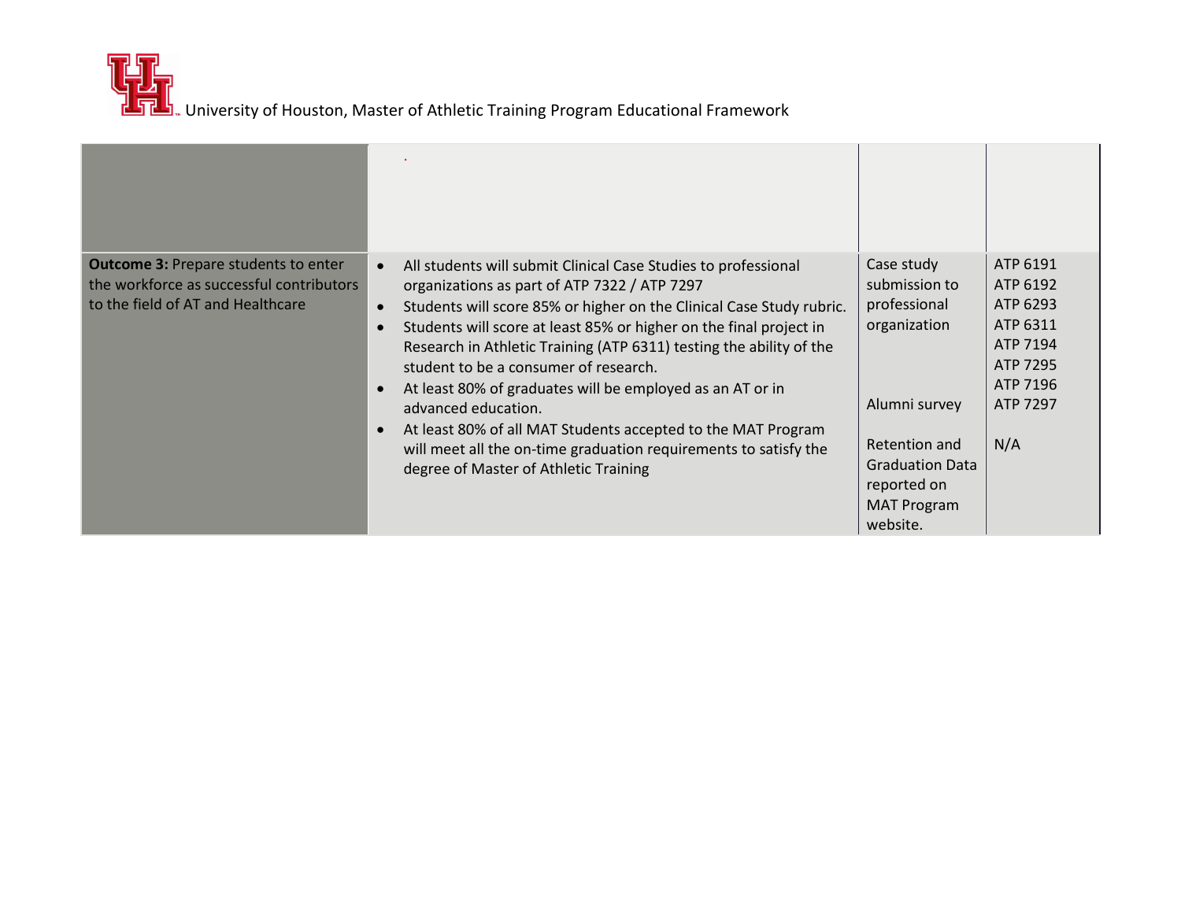| | | | |
|---|---|---|---|
| | . | | |
| **Outcome 3:** Prepare students to enter the workforce as successful contributors to the field of AT and Healthcare | • All students will submit Clinical Case Studies to professional organizations as part of ATP 7322 / ATP 7297<br>• Students will score 85% or higher on the Clinical Case Study rubric.<br>• Students will score at least 85% or higher on the final project in Research in Athletic Training (ATP 6311) testing the ability of the student to be a consumer of research.<br>• At least 80% of graduates will be employed as an AT or in advanced education.<br>• At least 80% of all MAT Students accepted to the MAT Program will meet all the on-time graduation requirements to satisfy the degree of Master of Athletic Training | Case study submission to professional organization<br><br>Alumni survey<br><br>Retention and Graduation Data reported on MAT Program website. | ATP 6191<br>ATP 6192<br>ATP 6293<br>ATP 6311<br>ATP 7194<br>ATP 7295<br>ATP 7196<br>ATP 7297<br><br>N/A |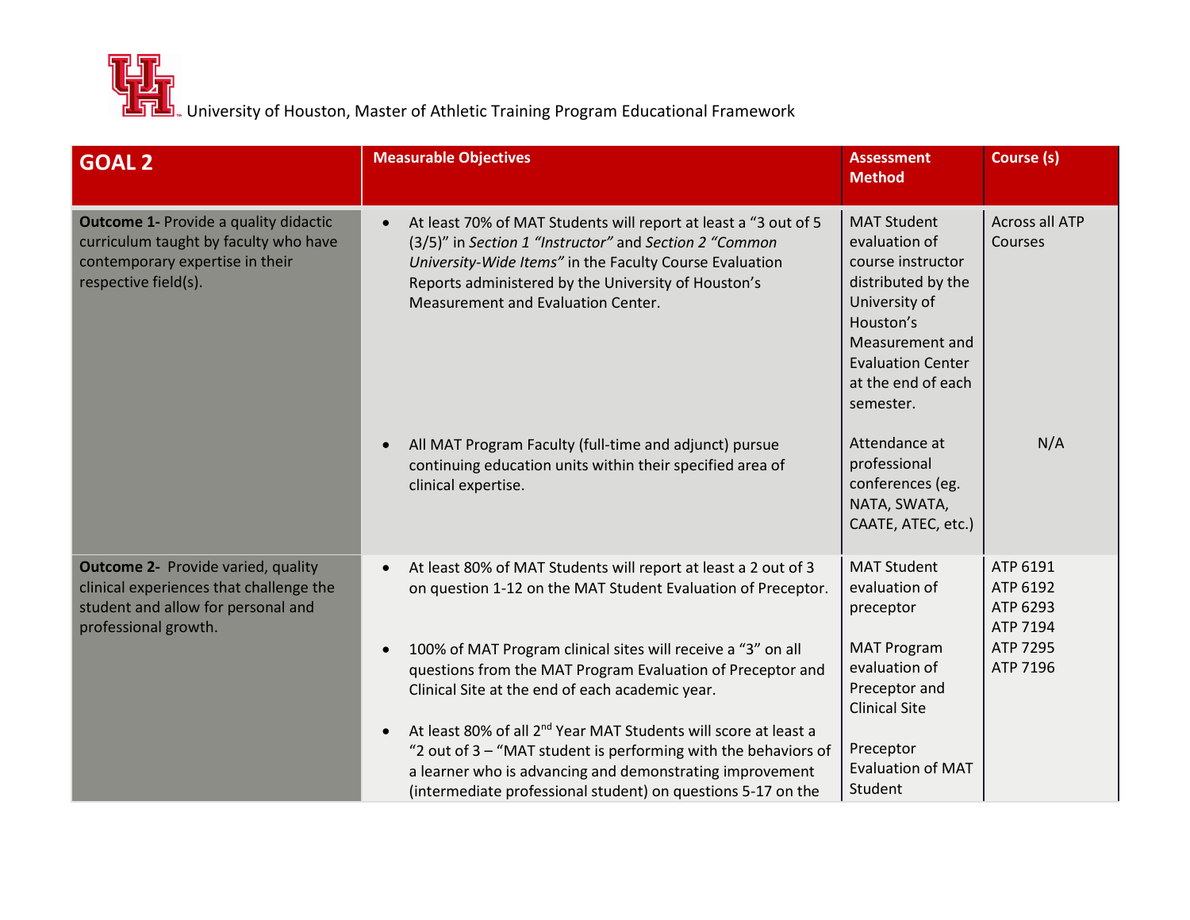University of Houston, Master of Athletic Training Program Educational Framework

| GOAL 2 | Measurable Objectives | Assessment Method | Course (s) |
|---|---|---|---|
| **Outcome 1-** Provide a quality didactic curriculum taught by faculty who have contemporary expertise in their respective field(s). | • At least 70% of MAT Students will report at least a "3 out of 5 (3/5)" in *Section 1 "Instructor"* and *Section 2 "Common University-Wide Items"* in the Faculty Course Evaluation Reports administered by the University of Houston's Measurement and Evaluation Center. | MAT Student evaluation of course instructor distributed by the University of Houston's Measurement and Evaluation Center at the end of each semester. | Across all ATP Courses |
| | • All MAT Program Faculty (full-time and adjunct) pursue continuing education units within their specified area of clinical expertise. | Attendance at professional conferences (eg. NATA, SWATA, CAATE, ATEC, etc.) | N/A |
| **Outcome 2-** Provide varied, quality clinical experiences that challenge the student and allow for personal and professional growth. | • At least 80% of MAT Students will report at least a 2 out of 3 on question 1-12 on the MAT Student Evaluation of Preceptor. | MAT Student evaluation of preceptor | ATP 6191<br>ATP 6192<br>ATP 6293<br>ATP 7194<br>ATP 7295<br>ATP 7196 |
| | • 100% of MAT Program clinical sites will receive a "3" on all questions from the MAT Program Evaluation of Preceptor and Clinical Site at the end of each academic year. | MAT Program evaluation of Preceptor and Clinical Site | |
| | • At least 80% of all 2nd Year MAT Students will score at least a "2 out of 3 – "MAT student is performing with the behaviors of a learner who is advancing and demonstrating improvement (intermediate professional student) on questions 5-17 on the | Preceptor Evaluation of MAT Student | |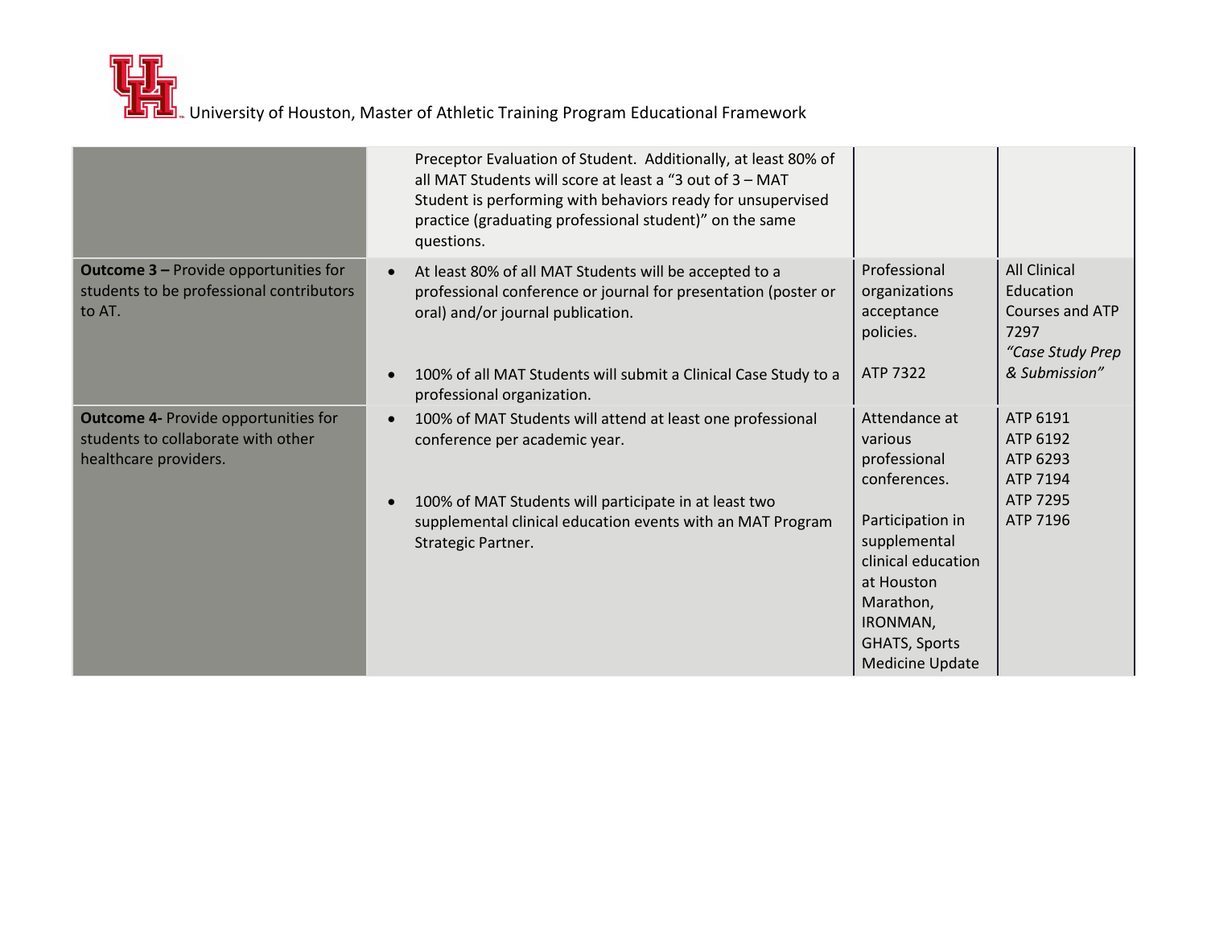| | | | |
|---|---|---|---|
| | Preceptor Evaluation of Student. Additionally, at least 80% of all MAT Students will score at least a "3 out of 3 – MAT Student is performing with behaviors ready for unsupervised practice (graduating professional student)" on the same questions. | | |
| **Outcome 3 –** Provide opportunities for students to be professional contributors to AT. | • At least 80% of all MAT Students will be accepted to a professional conference or journal for presentation (poster or oral) and/or journal publication.<br><br>• 100% of all MAT Students will submit a Clinical Case Study to a professional organization. | Professional organizations acceptance policies.<br><br>ATP 7322 | All Clinical Education Courses and ATP 7297 *"Case Study Prep & Submission"* |
| **Outcome 4-** Provide opportunities for students to collaborate with other healthcare providers. | • 100% of MAT Students will attend at least one professional conference per academic year.<br><br>• 100% of MAT Students will participate in at least two supplemental clinical education events with an MAT Program Strategic Partner. | Attendance at various professional conferences.<br><br>Participation in supplemental clinical education at Houston Marathon, IRONMAN, GHATS, Sports Medicine Update | ATP 6191<br>ATP 6192<br>ATP 6293<br>ATP 7194<br>ATP 7295<br>ATP 7196 |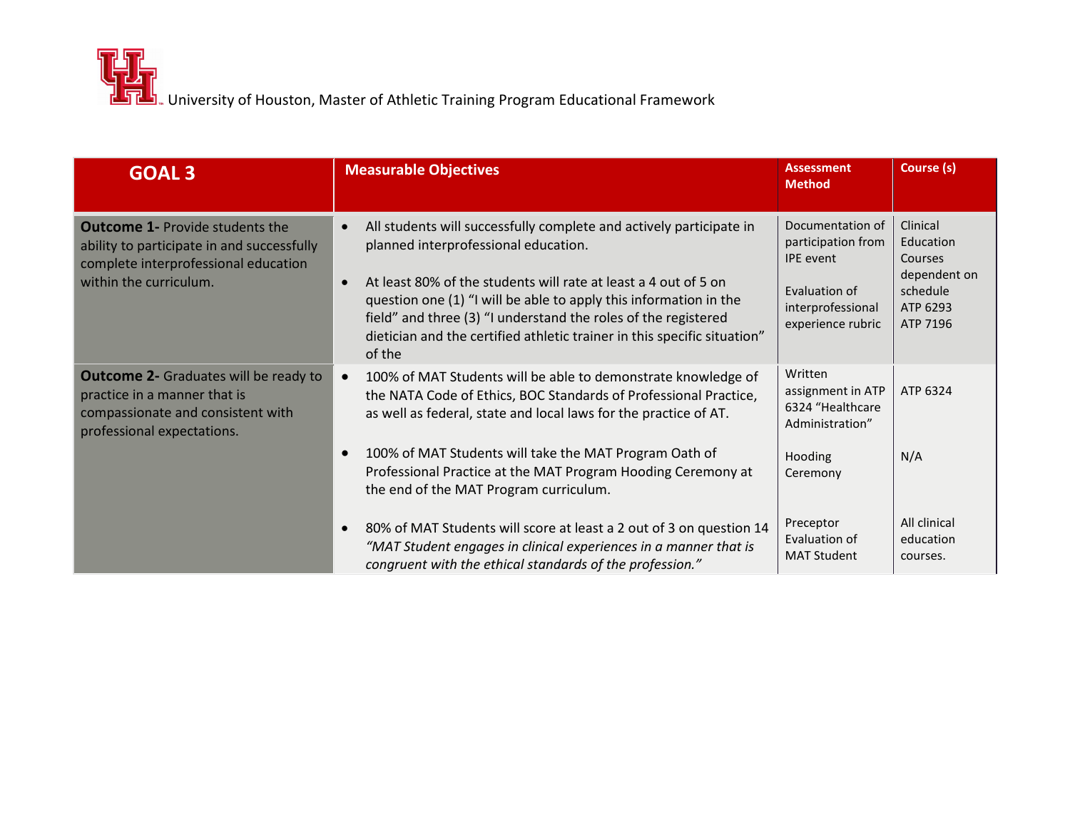University of Houston, Master of Athletic Training Program Educational Framework

| GOAL 3 | Measurable Objectives | Assessment Method | Course (s) |
|---|---|---|---|
| **Outcome 1-** Provide students the ability to participate in and successfully complete interprofessional education within the curriculum. | • All students will successfully complete and actively participate in planned interprofessional education.<br><br>• At least 80% of the students will rate at least a 4 out of 5 on question one (1) "I will be able to apply this information in the field" and three (3) "I understand the roles of the registered dietician and the certified athletic trainer in this specific situation" of the | Documentation of participation from IPE event<br><br>Evaluation of interprofessional experience rubric | Clinical Education Courses dependent on schedule<br>ATP 6293<br>ATP 7196 |
| **Outcome 2-** Graduates will be ready to practice in a manner that is compassionate and consistent with professional expectations. | • 100% of MAT Students will be able to demonstrate knowledge of the NATA Code of Ethics, BOC Standards of Professional Practice, as well as federal, state and local laws for the practice of AT.<br><br>• 100% of MAT Students will take the MAT Program Oath of Professional Practice at the MAT Program Hooding Ceremony at the end of the MAT Program curriculum.<br><br>• 80% of MAT Students will score at least a 2 out of 3 on question 14 *"MAT Student engages in clinical experiences in a manner that is congruent with the ethical standards of the profession."* | Written assignment in ATP 6324 "Healthcare Administration"<br><br>Hooding Ceremony<br><br>Preceptor Evaluation of MAT Student | ATP 6324<br><br>N/A<br><br>All clinical education courses. |